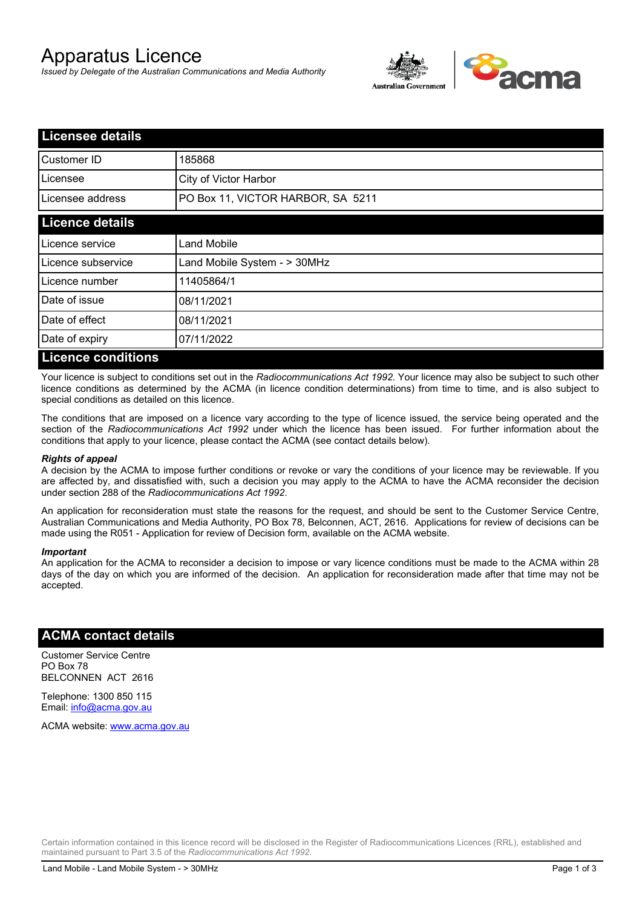# Apparatus Licence

*Issued by Delegate of the Australian Communications and Media Authority*

## Licensee details

| | |
|---|---|
| Customer ID | 185868 |
| Licensee | City of Victor Harbor |
| Licensee address | PO Box 11, VICTOR HARBOR, SA 5211 |

## Licence details

| | |
|---|---|
| Licence service | Land Mobile |
| Licence subservice | Land Mobile System - > 30MHz |
| Licence number | 11405864/1 |
| Date of issue | 08/11/2021 |
| Date of effect | 08/11/2021 |
| Date of expiry | 07/11/2022 |

## Licence conditions

Your licence is subject to conditions set out in the *Radiocommunications Act 1992*. Your licence may also be subject to such other licence conditions as determined by the ACMA (in licence condition determinations) from time to time, and is also subject to special conditions as detailed on this licence.

The conditions that are imposed on a licence vary according to the type of licence issued, the service being operated and the section of the *Radiocommunications Act 1992* under which the licence has been issued. For further information about the conditions that apply to your licence, please contact the ACMA (see contact details below).

***Rights of appeal***

A decision by the ACMA to impose further conditions or revoke or vary the conditions of your licence may be reviewable. If you are affected by, and dissatisfied with, such a decision you may apply to the ACMA to have the ACMA reconsider the decision under section 288 of the *Radiocommunications Act 1992*.

An application for reconsideration must state the reasons for the request, and should be sent to the Customer Service Centre, Australian Communications and Media Authority, PO Box 78, Belconnen, ACT, 2616. Applications for review of decisions can be made using the R051 - Application for review of Decision form, available on the ACMA website.

***Important***

An application for the ACMA to reconsider a decision to impose or vary licence conditions must be made to the ACMA within 28 days of the day on which you are informed of the decision. An application for reconsideration made after that time may not be accepted.

## ACMA contact details

Customer Service Centre
PO Box 78
BELCONNEN ACT 2616

Telephone: 1300 850 115
Email: info@acma.gov.au

ACMA website: www.acma.gov.au

Certain information contained in this licence record will be disclosed in the Register of Radiocommunications Licences (RRL), established and maintained pursuant to Part 3.5 of the *Radiocommunications Act 1992.*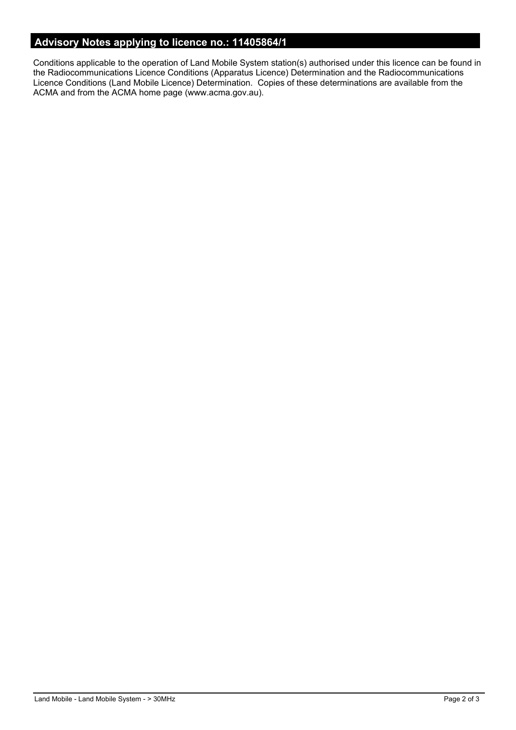## Advisory Notes applying to licence no.: 11405864/1

Conditions applicable to the operation of Land Mobile System station(s) authorised under this licence can be found in the Radiocommunications Licence Conditions (Apparatus Licence) Determination and the Radiocommunications Licence Conditions (Land Mobile Licence) Determination. Copies of these determinations are available from the ACMA and from the ACMA home page (www.acma.gov.au).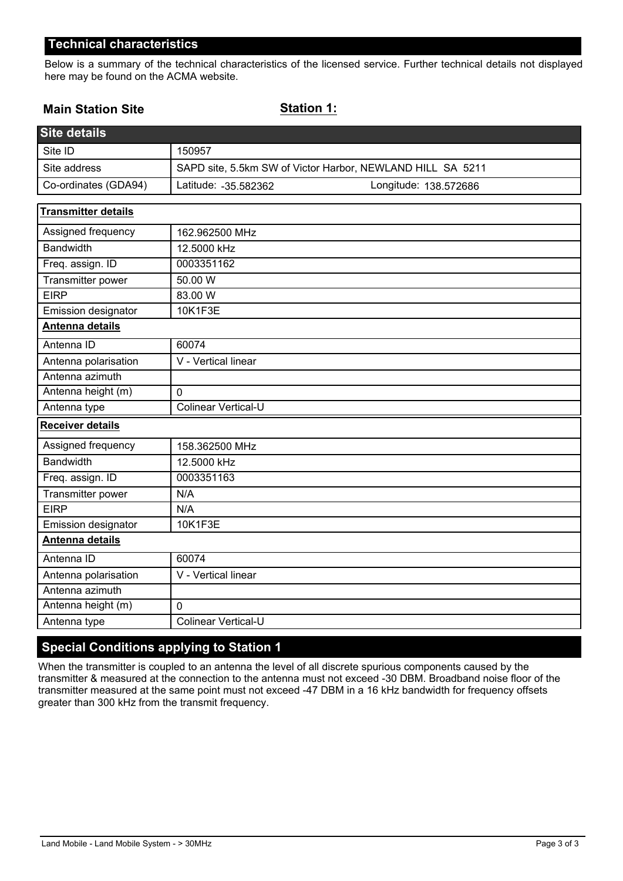## Technical characteristics

Below is a summary of the technical characteristics of the licensed service. Further technical details not displayed here may be found on the ACMA website.

**Main Station Site** **Station 1:**

| Site details | |
|---|---|
| Site ID | 150957 |
| Site address | SAPD site, 5.5km SW of Victor Harbor, NEWLAND HILL SA 5211 |
| Co-ordinates (GDA94) | Latitude: -35.582362 Longitude: 138.572686 |

| Transmitter details | |
|---|---|
| Assigned frequency | 162.962500 MHz |
| Bandwidth | 12.5000 kHz |
| Freq. assign. ID | 0003351162 |
| Transmitter power | 50.00 W |
| EIRP | 83.00 W |
| Emission designator | 10K1F3E |
| **Antenna details** | |
| Antenna ID | 60074 |
| Antenna polarisation | V - Vertical linear |
| Antenna azimuth | |
| Antenna height (m) | 0 |
| Antenna type | Colinear Vertical-U |

| Receiver details | |
|---|---|
| Assigned frequency | 158.362500 MHz |
| Bandwidth | 12.5000 kHz |
| Freq. assign. ID | 0003351163 |
| Transmitter power | N/A |
| EIRP | N/A |
| Emission designator | 10K1F3E |
| **Antenna details** | |
| Antenna ID | 60074 |
| Antenna polarisation | V - Vertical linear |
| Antenna azimuth | |
| Antenna height (m) | 0 |
| Antenna type | Colinear Vertical-U |

## Special Conditions applying to Station 1

When the transmitter is coupled to an antenna the level of all discrete spurious components caused by the transmitter & measured at the connection to the antenna must not exceed -30 DBM. Broadband noise floor of the transmitter measured at the same point must not exceed -47 DBM in a 16 kHz bandwidth for frequency offsets greater than 300 kHz from the transmit frequency.